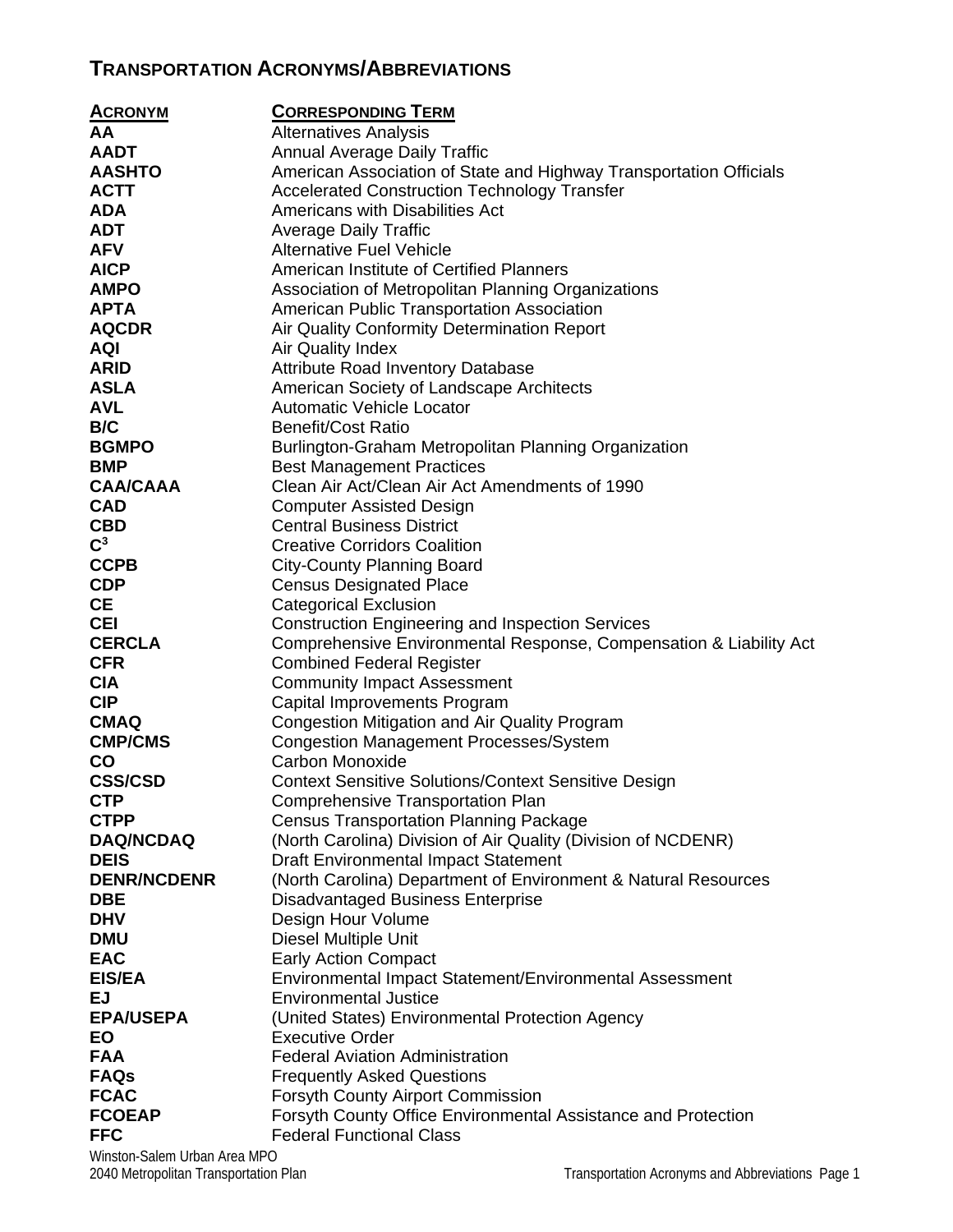# TRANSPORTATION ACRONYMS/ABBREVIATIONS

| ACRONYM | CORRESPONDING TERM |
|---|---|
| **AA** | Alternatives Analysis |
| **AADT** | Annual Average Daily Traffic |
| **AASHTO** | American Association of State and Highway Transportation Officials |
| **ACTT** | Accelerated Construction Technology Transfer |
| **ADA** | Americans with Disabilities Act |
| **ADT** | Average Daily Traffic |
| **AFV** | Alternative Fuel Vehicle |
| **AICP** | American Institute of Certified Planners |
| **AMPO** | Association of Metropolitan Planning Organizations |
| **APTA** | American Public Transportation Association |
| **AQCDR** | Air Quality Conformity Determination Report |
| **AQI** | Air Quality Index |
| **ARID** | Attribute Road Inventory Database |
| **ASLA** | American Society of Landscape Architects |
| **AVL** | Automatic Vehicle Locator |
| **B/C** | Benefit/Cost Ratio |
| **BGMPO** | Burlington-Graham Metropolitan Planning Organization |
| **BMP** | Best Management Practices |
| **CAA/CAAA** | Clean Air Act/Clean Air Act Amendments of 1990 |
| **CAD** | Computer Assisted Design |
| **CBD** | Central Business District |
| **$C^3$** | Creative Corridors Coalition |
| **CCPB** | City-County Planning Board |
| **CDP** | Census Designated Place |
| **CE** | Categorical Exclusion |
| **CEI** | Construction Engineering and Inspection Services |
| **CERCLA** | Comprehensive Environmental Response, Compensation & Liability Act |
| **CFR** | Combined Federal Register |
| **CIA** | Community Impact Assessment |
| **CIP** | Capital Improvements Program |
| **CMAQ** | Congestion Mitigation and Air Quality Program |
| **CMP/CMS** | Congestion Management Processes/System |
| **CO** | Carbon Monoxide |
| **CSS/CSD** | Context Sensitive Solutions/Context Sensitive Design |
| **CTP** | Comprehensive Transportation Plan |
| **CTPP** | Census Transportation Planning Package |
| **DAQ/NCDAQ** | (North Carolina) Division of Air Quality (Division of NCDENR) |
| **DEIS** | Draft Environmental Impact Statement |
| **DENR/NCDENR** | (North Carolina) Department of Environment & Natural Resources |
| **DBE** | Disadvantaged Business Enterprise |
| **DHV** | Design Hour Volume |
| **DMU** | Diesel Multiple Unit |
| **EAC** | Early Action Compact |
| **EIS/EA** | Environmental Impact Statement/Environmental Assessment |
| **EJ** | Environmental Justice |
| **EPA/USEPA** | (United States) Environmental Protection Agency |
| **EO** | Executive Order |
| **FAA** | Federal Aviation Administration |
| **FAQs** | Frequently Asked Questions |
| **FCAC** | Forsyth County Airport Commission |
| **FCOEAP** | Forsyth County Office Environmental Assistance and Protection |
| **FFC** | Federal Functional Class |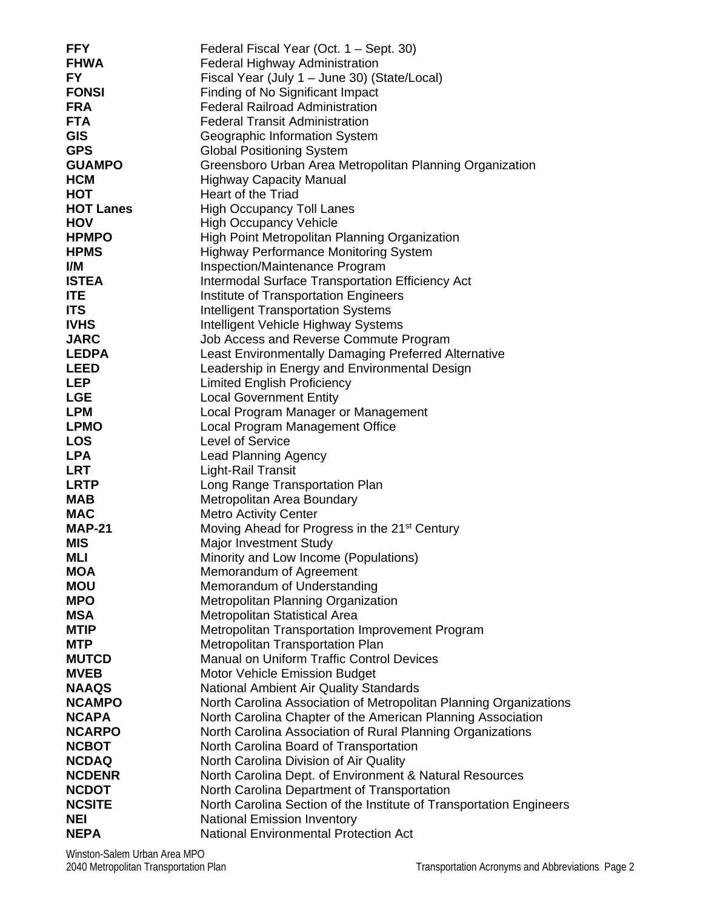| | |
|---|---|
| **FFY** | Federal Fiscal Year (Oct. 1 – Sept. 30) |
| **FHWA** | Federal Highway Administration |
| **FY** | Fiscal Year (July 1 – June 30) (State/Local) |
| **FONSI** | Finding of No Significant Impact |
| **FRA** | Federal Railroad Administration |
| **FTA** | Federal Transit Administration |
| **GIS** | Geographic Information System |
| **GPS** | Global Positioning System |
| **GUAMPO** | Greensboro Urban Area Metropolitan Planning Organization |
| **HCM** | Highway Capacity Manual |
| **HOT** | Heart of the Triad |
| **HOT Lanes** | High Occupancy Toll Lanes |
| **HOV** | High Occupancy Vehicle |
| **HPMPO** | High Point Metropolitan Planning Organization |
| **HPMS** | Highway Performance Monitoring System |
| **I/M** | Inspection/Maintenance Program |
| **ISTEA** | Intermodal Surface Transportation Efficiency Act |
| **ITE** | Institute of Transportation Engineers |
| **ITS** | Intelligent Transportation Systems |
| **IVHS** | Intelligent Vehicle Highway Systems |
| **JARC** | Job Access and Reverse Commute Program |
| **LEDPA** | Least Environmentally Damaging Preferred Alternative |
| **LEED** | Leadership in Energy and Environmental Design |
| **LEP** | Limited English Proficiency |
| **LGE** | Local Government Entity |
| **LPM** | Local Program Manager or Management |
| **LPMO** | Local Program Management Office |
| **LOS** | Level of Service |
| **LPA** | Lead Planning Agency |
| **LRT** | Light-Rail Transit |
| **LRTP** | Long Range Transportation Plan |
| **MAB** | Metropolitan Area Boundary |
| **MAC** | Metro Activity Center |
| **MAP-21** | Moving Ahead for Progress in the 21st Century |
| **MIS** | Major Investment Study |
| **MLI** | Minority and Low Income (Populations) |
| **MOA** | Memorandum of Agreement |
| **MOU** | Memorandum of Understanding |
| **MPO** | Metropolitan Planning Organization |
| **MSA** | Metropolitan Statistical Area |
| **MTIP** | Metropolitan Transportation Improvement Program |
| **MTP** | Metropolitan Transportation Plan |
| **MUTCD** | Manual on Uniform Traffic Control Devices |
| **MVEB** | Motor Vehicle Emission Budget |
| **NAAQS** | National Ambient Air Quality Standards |
| **NCAMPO** | North Carolina Association of Metropolitan Planning Organizations |
| **NCAPA** | North Carolina Chapter of the American Planning Association |
| **NCARPO** | North Carolina Association of Rural Planning Organizations |
| **NCBOT** | North Carolina Board of Transportation |
| **NCDAQ** | North Carolina Division of Air Quality |
| **NCDENR** | North Carolina Dept. of Environment & Natural Resources |
| **NCDOT** | North Carolina Department of Transportation |
| **NCSITE** | North Carolina Section of the Institute of Transportation Engineers |
| **NEI** | National Emission Inventory |
| **NEPA** | National Environmental Protection Act |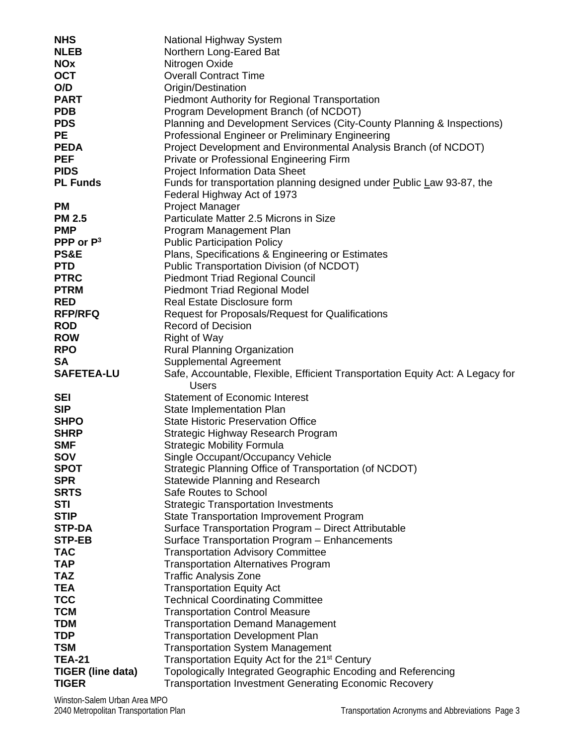| | |
|---|---|
| **NHS** | National Highway System |
| **NLEB** | Northern Long-Eared Bat |
| **NOx** | Nitrogen Oxide |
| **OCT** | Overall Contract Time |
| **O/D** | Origin/Destination |
| **PART** | Piedmont Authority for Regional Transportation |
| **PDB** | Program Development Branch (of NCDOT) |
| **PDS** | Planning and Development Services (City-County Planning & Inspections) |
| **PE** | Professional Engineer or Preliminary Engineering |
| **PEDA** | Project Development and Environmental Analysis Branch (of NCDOT) |
| **PEF** | Private or Professional Engineering Firm |
| **PIDS** | Project Information Data Sheet |
| **PL Funds** | Funds for transportation planning designed under Public Law 93-87, the Federal Highway Act of 1973 |
| **PM** | Project Manager |
| **PM 2.5** | Particulate Matter 2.5 Microns in Size |
| **PMP** | Program Management Plan |
| **PPP or $P^3$** | Public Participation Policy |
| **PS&E** | Plans, Specifications & Engineering or Estimates |
| **PTD** | Public Transportation Division (of NCDOT) |
| **PTRC** | Piedmont Triad Regional Council |
| **PTRM** | Piedmont Triad Regional Model |
| **RED** | Real Estate Disclosure form |
| **RFP/RFQ** | Request for Proposals/Request for Qualifications |
| **ROD** | Record of Decision |
| **ROW** | Right of Way |
| **RPO** | Rural Planning Organization |
| **SA** | Supplemental Agreement |
| **SAFETEA-LU** | Safe, Accountable, Flexible, Efficient Transportation Equity Act: A Legacy for Users |
| **SEI** | Statement of Economic Interest |
| **SIP** | State Implementation Plan |
| **SHPO** | State Historic Preservation Office |
| **SHRP** | Strategic Highway Research Program |
| **SMF** | Strategic Mobility Formula |
| **SOV** | Single Occupant/Occupancy Vehicle |
| **SPOT** | Strategic Planning Office of Transportation (of NCDOT) |
| **SPR** | Statewide Planning and Research |
| **SRTS** | Safe Routes to School |
| **STI** | Strategic Transportation Investments |
| **STIP** | State Transportation Improvement Program |
| **STP-DA** | Surface Transportation Program – Direct Attributable |
| **STP-EB** | Surface Transportation Program – Enhancements |
| **TAC** | Transportation Advisory Committee |
| **TAP** | Transportation Alternatives Program |
| **TAZ** | Traffic Analysis Zone |
| **TEA** | Transportation Equity Act |
| **TCC** | Technical Coordinating Committee |
| **TCM** | Transportation Control Measure |
| **TDM** | Transportation Demand Management |
| **TDP** | Transportation Development Plan |
| **TSM** | Transportation System Management |
| **TEA-21** | Transportation Equity Act for the 21st Century |
| **TIGER (line data)** | Topologically Integrated Geographic Encoding and Referencing |
| **TIGER** | Transportation Investment Generating Economic Recovery |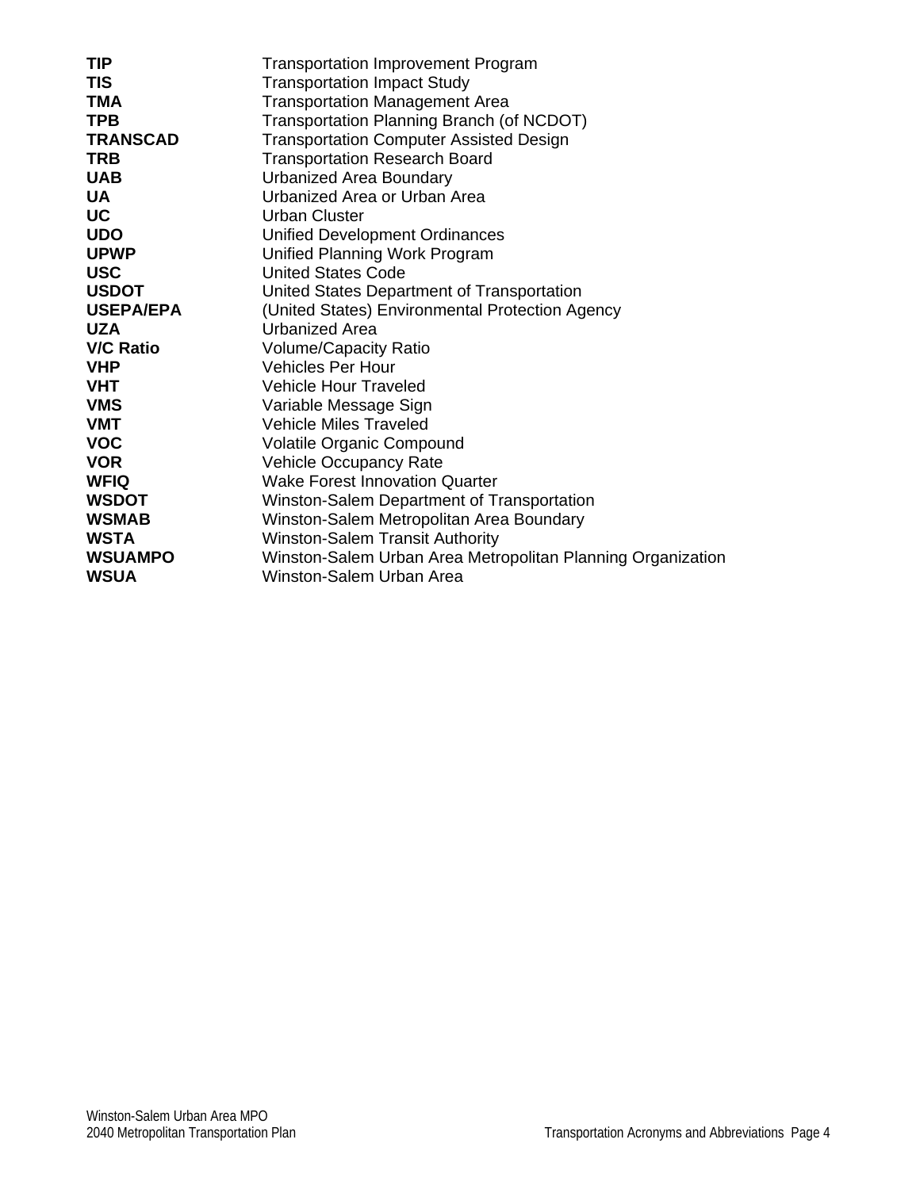| | |
|---|---|
| **TIP** | Transportation Improvement Program |
| **TIS** | Transportation Impact Study |
| **TMA** | Transportation Management Area |
| **TPB** | Transportation Planning Branch (of NCDOT) |
| **TRANSCAD** | Transportation Computer Assisted Design |
| **TRB** | Transportation Research Board |
| **UAB** | Urbanized Area Boundary |
| **UA** | Urbanized Area or Urban Area |
| **UC** | Urban Cluster |
| **UDO** | Unified Development Ordinances |
| **UPWP** | Unified Planning Work Program |
| **USC** | United States Code |
| **USDOT** | United States Department of Transportation |
| **USEPA/EPA** | (United States) Environmental Protection Agency |
| **UZA** | Urbanized Area |
| **V/C Ratio** | Volume/Capacity Ratio |
| **VHP** | Vehicles Per Hour |
| **VHT** | Vehicle Hour Traveled |
| **VMS** | Variable Message Sign |
| **VMT** | Vehicle Miles Traveled |
| **VOC** | Volatile Organic Compound |
| **VOR** | Vehicle Occupancy Rate |
| **WFIQ** | Wake Forest Innovation Quarter |
| **WSDOT** | Winston-Salem Department of Transportation |
| **WSMAB** | Winston-Salem Metropolitan Area Boundary |
| **WSTA** | Winston-Salem Transit Authority |
| **WSUAMPO** | Winston-Salem Urban Area Metropolitan Planning Organization |
| **WSUA** | Winston-Salem Urban Area |